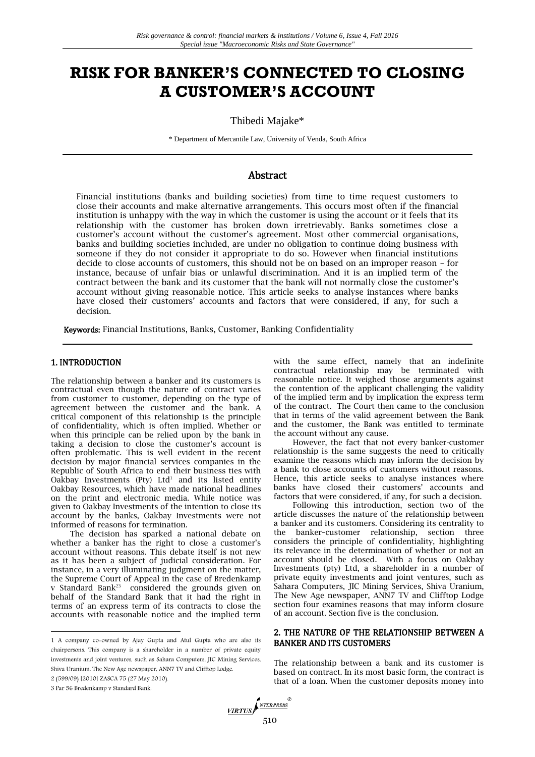# RISK FOR BANKER'S CONNECTED TO CLOSING A CUSTOMER'S ACCOUNT

Thibedi Majake*

\* Department of Mercantile Law, University of Venda, South Africa

## Abstract

Financial institutions (banks and building societies) from time to time request customers to close their accounts and make alternative arrangements. This occurs most often if the financial institution is unhappy with the way in which the customer is using the account or it feels that its relationship with the customer has broken down irretrievably. Banks sometimes close a customer's account without the customer's agreement. Most other commercial organisations, banks and building societies included, are under no obligation to continue doing business with someone if they do not consider it appropriate to do so. However when financial institutions decide to close accounts of customers, this should not be on based on an improper reason – for instance, because of unfair bias or unlawful discrimination. And it is an implied term of the contract between the bank and its customer that the bank will not normally close the customer's account without giving reasonable notice. This article seeks to analyse instances where banks have closed their customers' accounts and factors that were considered, if any, for such a decision.

**Keywords:** Financial Institutions, Banks, Customer, Banking Confidentiality

## 1. INTRODUCTION

The relationship between a banker and its customers is contractual even though the nature of contract varies from customer to customer, depending on the type of agreement between the customer and the bank. A critical component of this relationship is the principle of confidentiality, which is often implied. Whether or when this principle can be relied upon by the bank in taking a decision to close the customer's account is often problematic. This is well evident in the recent decision by major financial services companies in the Republic of South Africa to end their business ties with Oakbay Investments (Pty) Ltd[1] and its listed entity Oakbay Resources, which have made national headlines on the print and electronic media. While notice was given to Oakbay Investments of the intention to close its account by the banks, Oakbay Investments were not informed of reasons for termination.

The decision has sparked a national debate on whether a banker has the right to close a customer's account without reasons. This debate itself is not new as it has been a subject of judicial consideration. For instance, in a very illuminating judgment on the matter, the Supreme Court of Appeal in the case of Bredenkamp v Standard Bank[2,3] considered the grounds given on behalf of the Standard Bank that it had the right in terms of an express term of its contracts to close the accounts with reasonable notice and the implied term with the same effect, namely that an indefinite contractual relationship may be terminated with reasonable notice. It weighed those arguments against the contention of the applicant challenging the validity of the implied term and by implication the express term of the contract. The Court then came to the conclusion that in terms of the valid agreement between the Bank and the customer, the Bank was entitled to terminate the account without any cause.

However, the fact that not every banker-customer relationship is the same suggests the need to critically examine the reasons which may inform the decision by a bank to close accounts of customers without reasons. Hence, this article seeks to analyse instances where banks have closed their customers' accounts and factors that were considered, if any, for such a decision.

Following this introduction, section two of the article discusses the nature of the relationship between a banker and its customers. Considering its centrality to the banker–customer relationship, section three considers the principle of confidentiality, highlighting its relevance in the determination of whether or not an account should be closed. With a focus on Oakbay Investments (pty) Ltd, a shareholder in a number of private equity investments and joint ventures, such as Sahara Computers, JIC Mining Services, Shiva Uranium, The New Age newspaper, ANN7 TV and Clifftop Lodge section four examines reasons that may inform closure of an account. Section five is the conclusion.

## 2. THE NATURE OF THE RELATIONSHIP BETWEEN A BANKER AND ITS CUSTOMERS

The relationship between a bank and its customer is based on contract. In its most basic form, the contract is that of a loan. When the customer deposits money into

---

1 A company co-owned by Ajay Gupta and Atul Gupta who are also its chairpersons. This company is a shareholder in a number of private equity investments and joint ventures, such as Sahara Computers, JIC Mining Services, Shiva Uranium, The New Age newspaper, ANN7 TV and Clifftop Lodge.

2 (599/09) [2010] ZASCA 75 (27 May 2010).

3 Par 56 Bredenkamp v Standard Bank.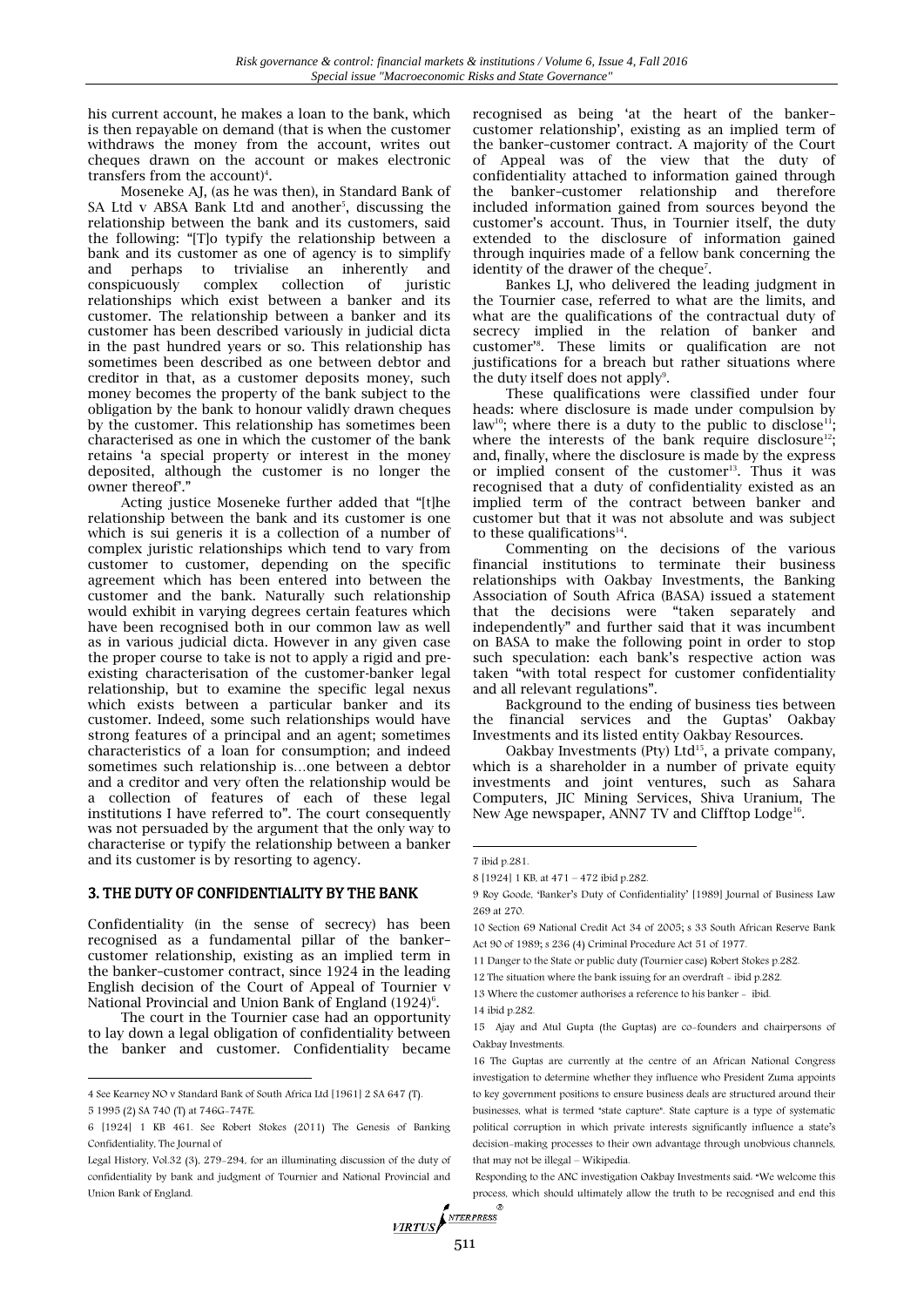his current account, he makes a loan to the bank, which is then repayable on demand (that is when the customer withdraws the money from the account, writes out cheques drawn on the account or makes electronic transfers from the account)[4].

Moseneke AJ, (as he was then), in Standard Bank of SA Ltd v ABSA Bank Ltd and another[5], discussing the relationship between the bank and its customers, said the following: "[T]o typify the relationship between a bank and its customer as one of agency is to simplify and perhaps to trivialise an inherently and conspicuously complex collection of juristic relationships which exist between a banker and its customer. The relationship between a banker and its customer has been described variously in judicial dicta in the past hundred years or so. This relationship has sometimes been described as one between debtor and creditor in that, as a customer deposits money, such money becomes the property of the bank subject to the obligation by the bank to honour validly drawn cheques by the customer. This relationship has sometimes been characterised as one in which the customer of the bank retains 'a special property or interest in the money deposited, although the customer is no longer the owner thereof'."

Acting justice Moseneke further added that "[t]he relationship between the bank and its customer is one which is sui generis it is a collection of a number of complex juristic relationships which tend to vary from customer to customer, depending on the specific agreement which has been entered into between the customer and the bank. Naturally such relationship would exhibit in varying degrees certain features which have been recognised both in our common law as well as in various judicial dicta. However in any given case the proper course to take is not to apply a rigid and pre-existing characterisation of the customer-banker legal relationship, but to examine the specific legal nexus which exists between a particular banker and its customer. Indeed, some such relationships would have strong features of a principal and an agent; sometimes characteristics of a loan for consumption; and indeed sometimes such relationship is…one between a debtor and a creditor and very often the relationship would be a collection of features of each of these legal institutions I have referred to". The court consequently was not persuaded by the argument that the only way to characterise or typify the relationship between a banker and its customer is by resorting to agency.

## 3. THE DUTY OF CONFIDENTIALITY BY THE BANK

Confidentiality (in the sense of secrecy) has been recognised as a fundamental pillar of the banker–customer relationship, existing as an implied term in the banker–customer contract, since 1924 in the leading English decision of the Court of Appeal of Tournier v National Provincial and Union Bank of England (1924)[6].

The court in the Tournier case had an opportunity to lay down a legal obligation of confidentiality between the banker and customer. Confidentiality became recognised as being 'at the heart of the banker–customer relationship', existing as an implied term of the banker–customer contract. A majority of the Court of Appeal was of the view that the duty of confidentiality attached to information gained through the banker–customer relationship and therefore included information gained from sources beyond the customer's account. Thus, in Tournier itself, the duty extended to the disclosure of information gained through inquiries made of a fellow bank concerning the identity of the drawer of the cheque[7].

Bankes LJ, who delivered the leading judgment in the Tournier case, referred to what are the limits, and what are the qualifications of the contractual duty of secrecy implied in the relation of banker and customer"[8]. These limits or qualification are not justifications for a breach but rather situations where the duty itself does not apply[9].

These qualifications were classified under four heads: where disclosure is made under compulsion by law[10]; where there is a duty to the public to disclose[11]; where the interests of the bank require disclosure[12]; and, finally, where the disclosure is made by the express or implied consent of the customer[13]. Thus it was recognised that a duty of confidentiality existed as an implied term of the contract between banker and customer but that it was not absolute and was subject to these qualifications[14].

Commenting on the decisions of the various financial institutions to terminate their business relationships with Oakbay Investments, the Banking Association of South Africa (BASA) issued a statement that the decisions were "taken separately and independently" and further said that it was incumbent on BASA to make the following point in order to stop such speculation: each bank's respective action was taken "with total respect for customer confidentiality and all relevant regulations".

Background to the ending of business ties between the financial services and the Guptas' Oakbay Investments and its listed entity Oakbay Resources.

Oakbay Investments (Pty) Ltd[15], a private company, which is a shareholder in a number of private equity investments and joint ventures, such as Sahara Computers, JIC Mining Services, Shiva Uranium, The New Age newspaper, ANN7 TV and Clifftop Lodge[16].

---

4 See Kearney NO v Standard Bank of South Africa Ltd [1961] 2 SA 647 (T).

5 1995 (2) SA 740 (T) at 746G–747E.

6 [1924] 1 KB 461. See Robert Stokes (2011) The Genesis of Banking Confidentiality, The Journal of Legal History, Vol.32 (3), 279–294, for an illuminating discussion of the duty of confidentiality by bank and judgment of Tournier and National Provincial and Union Bank of England.

7 ibid p.281.

8 [1924] 1 KB, at 471 – 472 ibid p.282.

9 Roy Goode, 'Banker's Duty of Confidentiality' [1989] Journal of Business Law 269 at 270.

10 Section 69 National Credit Act 34 of 2005; s 33 South African Reserve Bank Act 90 of 1989; s 236 (4) Criminal Procedure Act 51 of 1977.

11 Danger to the State or public duty (Tournier case) Robert Stokes p.282.

12 The situation where the bank issuing for an overdraft - ibid p.282.

13 Where the customer authorises a reference to his banker - ibid.

14 ibid p.282.

15 Ajay and Atul Gupta (the Guptas) are co-founders and chairpersons of Oakbay Investments.

16 The Guptas are currently at the centre of an African National Congress investigation to determine whether they influence who President Zuma appoints to key government positions to ensure business deals are structured around their businesses, what is termed "state capture". State capture is a type of systematic political corruption in which private interests significantly influence a state's decision-making processes to their own advantage through unobvious channels, that may not be illegal – Wikipedia.

Responding to the ANC investigation Oakbay Investments said: "We welcome this process, which should ultimately allow the truth to be recognised and end this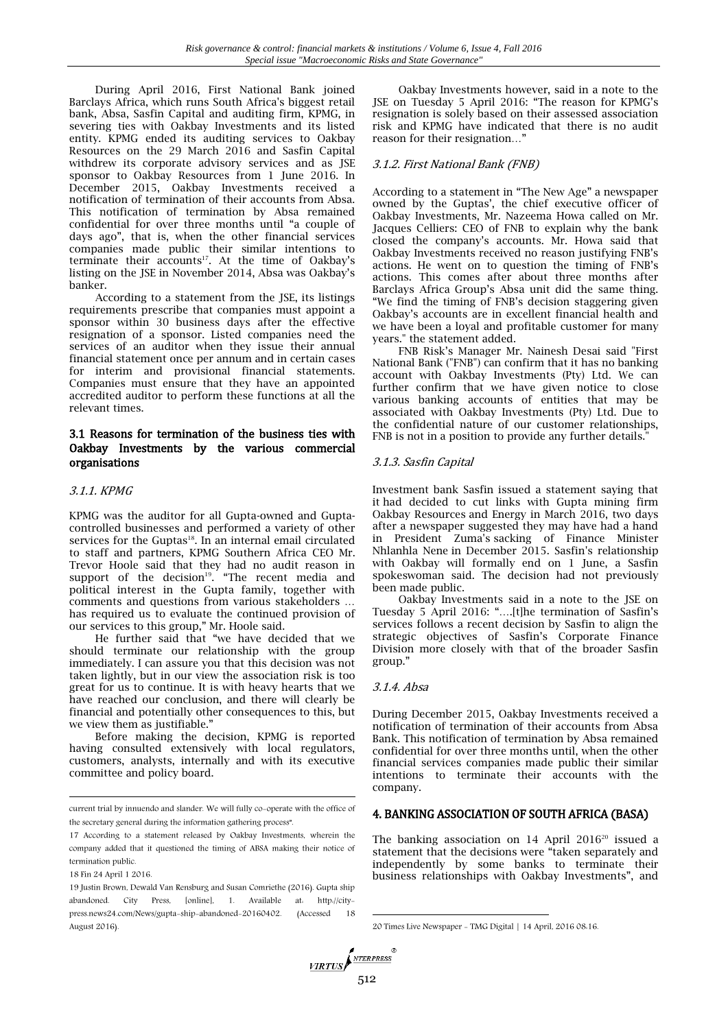During April 2016, First National Bank joined Barclays Africa, which runs South Africa's biggest retail bank, Absa, Sasfin Capital and auditing firm, KPMG, in severing ties with Oakbay Investments and its listed entity. KPMG ended its auditing services to Oakbay Resources on the 29 March 2016 and Sasfin Capital withdrew its corporate advisory services and as JSE sponsor to Oakbay Resources from 1 June 2016. In December 2015, Oakbay Investments received a notification of termination of their accounts from Absa. This notification of termination by Absa remained confidential for over three months until "a couple of days ago", that is, when the other financial services companies made public their similar intentions to terminate their accounts[17]. At the time of Oakbay's listing on the JSE in November 2014, Absa was Oakbay's banker.

According to a statement from the JSE, its listings requirements prescribe that companies must appoint a sponsor within 30 business days after the effective resignation of a sponsor. Listed companies need the services of an auditor when they issue their annual financial statement once per annum and in certain cases for interim and provisional financial statements. Companies must ensure that they have an appointed accredited auditor to perform these functions at all the relevant times.

### 3.1 Reasons for termination of the business ties with Oakbay Investments by the various commercial organisations

#### *3.1.1. KPMG*

KPMG was the auditor for all Gupta-owned and Gupta-controlled businesses and performed a variety of other services for the Guptas[18]. In an internal email circulated to staff and partners, KPMG Southern Africa CEO Mr. Trevor Hoole said that they had no audit reason in support of the decision[19]. "The recent media and political interest in the Gupta family, together with comments and questions from various stakeholders … has required us to evaluate the continued provision of our services to this group," Mr. Hoole said.

He further said that "we have decided that we should terminate our relationship with the group immediately. I can assure you that this decision was not taken lightly, but in our view the association risk is too great for us to continue. It is with heavy hearts that we have reached our conclusion, and there will clearly be financial and potentially other consequences to this, but we view them as justifiable."

Before making the decision, KPMG is reported having consulted extensively with local regulators, customers, analysts, internally and with its executive committee and policy board.

Oakbay Investments however, said in a note to the JSE on Tuesday 5 April 2016: "The reason for KPMG's resignation is solely based on their assessed association risk and KPMG have indicated that there is no audit reason for their resignation…"

#### *3.1.2. First National Bank (FNB)*

According to a statement in "The New Age" a newspaper owned by the Guptas', the chief executive officer of Oakbay Investments, Mr. Nazeema Howa called on Mr. Jacques Celliers: CEO of FNB to explain why the bank closed the company's accounts. Mr. Howa said that Oakbay Investments received no reason justifying FNB's actions. He went on to question the timing of FNB's actions. This comes after about three months after Barclays Africa Group's Absa unit did the same thing. "We find the timing of FNB's decision staggering given Oakbay's accounts are in excellent financial health and we have been a loyal and profitable customer for many years." the statement added.

FNB Risk's Manager Mr. Nainesh Desai said "First National Bank ("FNB") can confirm that it has no banking account with Oakbay Investments (Pty) Ltd. We can further confirm that we have given notice to close various banking accounts of entities that may be associated with Oakbay Investments (Pty) Ltd. Due to the confidential nature of our customer relationships, FNB is not in a position to provide any further details."

#### *3.1.3. Sasfin Capital*

Investment bank Sasfin issued a statement saying that it had decided to cut links with Gupta mining firm Oakbay Resources and Energy in March 2016, two days after a newspaper suggested they may have had a hand in President Zuma's sacking of Finance Minister Nhlanhla Nene in December 2015. Sasfin's relationship with Oakbay will formally end on 1 June, a Sasfin spokeswoman said. The decision had not previously been made public.

Oakbay Investments said in a note to the JSE on Tuesday 5 April 2016: "….[t]he termination of Sasfin's services follows a recent decision by Sasfin to align the strategic objectives of Sasfin's Corporate Finance Division more closely with that of the broader Sasfin group."

#### *3.1.4. Absa*

During December 2015, Oakbay Investments received a notification of termination of their accounts from Absa Bank. This notification of termination by Absa remained confidential for over three months until, when the other financial services companies made public their similar intentions to terminate their accounts with the company.

## 4. BANKING ASSOCIATION OF SOUTH AFRICA (BASA)

The banking association on 14 April 2016[20] issued a statement that the decisions were "taken separately and independently by some banks to terminate their business relationships with Oakbay Investments", and

---

current trial by innuendo and slander. We will fully co-operate with the office of the secretary general during the information gathering process".

17 According to a statement released by Oakbay Investments, wherein the company added that it questioned the timing of ABSA making their notice of termination public.

18 Fin 24 April 1 2016.

19 Justin Brown, Dewald Van Rensburg and Susan Comriethe (2016). Gupta ship abandoned. City Press, [online], 1. Available at: http://city-press.news24.com/News/gupta-ship-abandoned-20160402. (Accessed 18 August 2016).

20 Times Live Newspaper - TMG Digital | 14 April, 2016 08:16.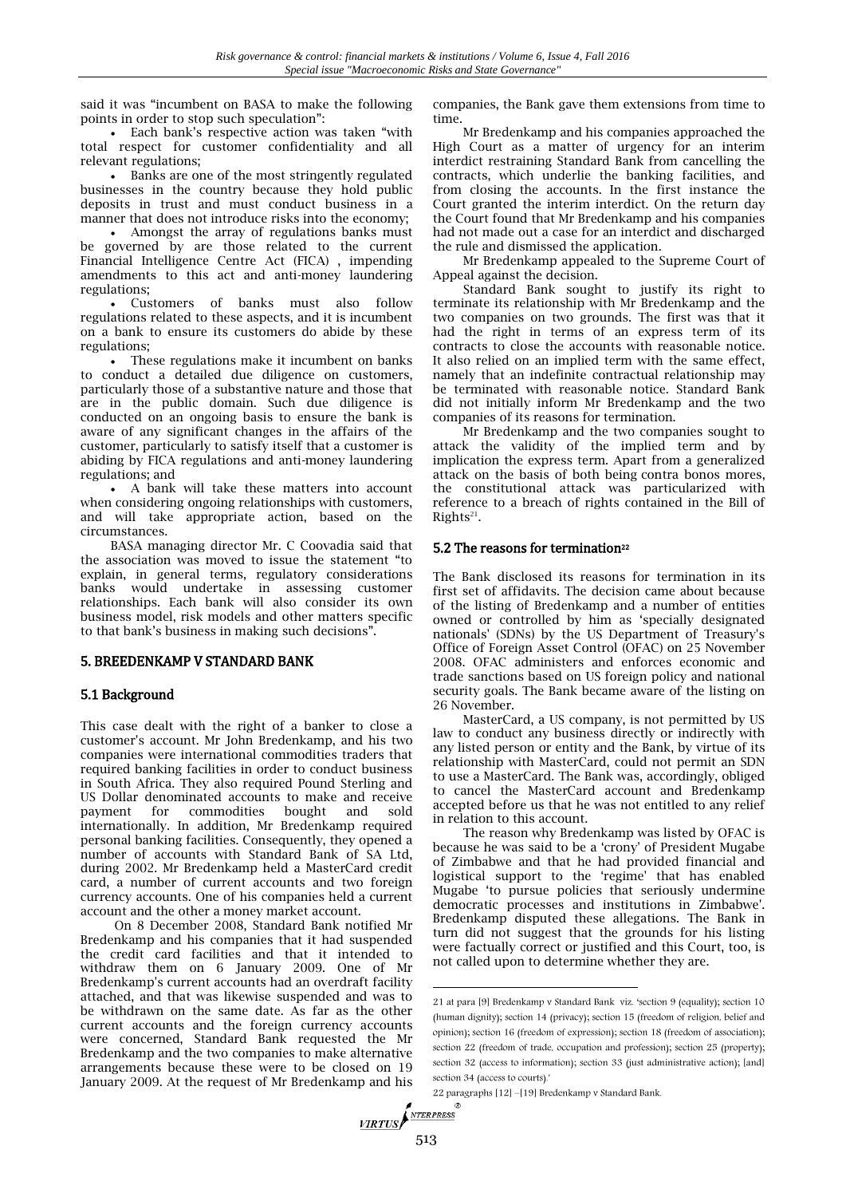said it was "incumbent on BASA to make the following points in order to stop such speculation":

- Each bank's respective action was taken "with total respect for customer confidentiality and all relevant regulations;
- Banks are one of the most stringently regulated businesses in the country because they hold public deposits in trust and must conduct business in a manner that does not introduce risks into the economy;
- Amongst the array of regulations banks must be governed by are those related to the current Financial Intelligence Centre Act (FICA) , impending amendments to this act and anti-money laundering regulations;
- Customers of banks must also follow regulations related to these aspects, and it is incumbent on a bank to ensure its customers do abide by these regulations;
- These regulations make it incumbent on banks to conduct a detailed due diligence on customers, particularly those of a substantive nature and those that are in the public domain. Such due diligence is conducted on an ongoing basis to ensure the bank is aware of any significant changes in the affairs of the customer, particularly to satisfy itself that a customer is abiding by FICA regulations and anti-money laundering regulations; and
- A bank will take these matters into account when considering ongoing relationships with customers, and will take appropriate action, based on the circumstances.

BASA managing director Mr. C Coovadia said that the association was moved to issue the statement "to explain, in general terms, regulatory considerations banks would undertake in assessing customer relationships. Each bank will also consider its own business model, risk models and other matters specific to that bank's business in making such decisions".

## 5. BREEDENKAMP V STANDARD BANK

### 5.1 Background

This case dealt with the right of a banker to close a customer's account. Mr John Bredenkamp, and his two companies were international commodities traders that required banking facilities in order to conduct business in South Africa. They also required Pound Sterling and US Dollar denominated accounts to make and receive payment for commodities bought and sold internationally. In addition, Mr Bredenkamp required personal banking facilities. Consequently, they opened a number of accounts with Standard Bank of SA Ltd, during 2002. Mr Bredenkamp held a MasterCard credit card, a number of current accounts and two foreign currency accounts. One of his companies held a current account and the other a money market account.

On 8 December 2008, Standard Bank notified Mr Bredenkamp and his companies that it had suspended the credit card facilities and that it intended to withdraw them on 6 January 2009. One of Mr Bredenkamp's current accounts had an overdraft facility attached, and that was likewise suspended and was to be withdrawn on the same date. As far as the other current accounts and the foreign currency accounts were concerned, Standard Bank requested the Mr Bredenkamp and the two companies to make alternative arrangements because these were to be closed on 19 January 2009. At the request of Mr Bredenkamp and his companies, the Bank gave them extensions from time to time.

Mr Bredenkamp and his companies approached the High Court as a matter of urgency for an interim interdict restraining Standard Bank from cancelling the contracts, which underlie the banking facilities, and from closing the accounts. In the first instance the Court granted the interim interdict. On the return day the Court found that Mr Bredenkamp and his companies had not made out a case for an interdict and discharged the rule and dismissed the application.

Mr Bredenkamp appealed to the Supreme Court of Appeal against the decision.

Standard Bank sought to justify its right to terminate its relationship with Mr Bredenkamp and the two companies on two grounds. The first was that it had the right in terms of an express term of its contracts to close the accounts with reasonable notice. It also relied on an implied term with the same effect, namely that an indefinite contractual relationship may be terminated with reasonable notice. Standard Bank did not initially inform Mr Bredenkamp and the two companies of its reasons for termination.

Mr Bredenkamp and the two companies sought to attack the validity of the implied term and by implication the express term. Apart from a generalized attack on the basis of both being contra bonos mores, the constitutional attack was particularized with reference to a breach of rights contained in the Bill of Rights[21].

### 5.2 The reasons for termination[22]

The Bank disclosed its reasons for termination in its first set of affidavits. The decision came about because of the listing of Bredenkamp and a number of entities owned or controlled by him as 'specially designated nationals' (SDNs) by the US Department of Treasury's Office of Foreign Asset Control (OFAC) on 25 November 2008. OFAC administers and enforces economic and trade sanctions based on US foreign policy and national security goals. The Bank became aware of the listing on 26 November.

MasterCard, a US company, is not permitted by US law to conduct any business directly or indirectly with any listed person or entity and the Bank, by virtue of its relationship with MasterCard, could not permit an SDN to use a MasterCard. The Bank was, accordingly, obliged to cancel the MasterCard account and Bredenkamp accepted before us that he was not entitled to any relief in relation to this account.

The reason why Bredenkamp was listed by OFAC is because he was said to be a 'crony' of President Mugabe of Zimbabwe and that he had provided financial and logistical support to the 'regime' that has enabled Mugabe 'to pursue policies that seriously undermine democratic processes and institutions in Zimbabwe'. Bredenkamp disputed these allegations. The Bank in turn did not suggest that the grounds for his listing were factually correct or justified and this Court, too, is not called upon to determine whether they are.

---

21 at para [9] Bredenkamp v Standard Bank viz. 'section 9 (equality); section 10 (human dignity); section 14 (privacy); section 15 (freedom of religion, belief and opinion); section 16 (freedom of expression); section 18 (freedom of association); section 22 (freedom of trade, occupation and profession); section 25 (property); section 32 (access to information); section 33 (just administrative action); [and] section 34 (access to courts).'

22 paragraphs [12] –[19] Bredenkamp v Standard Bank.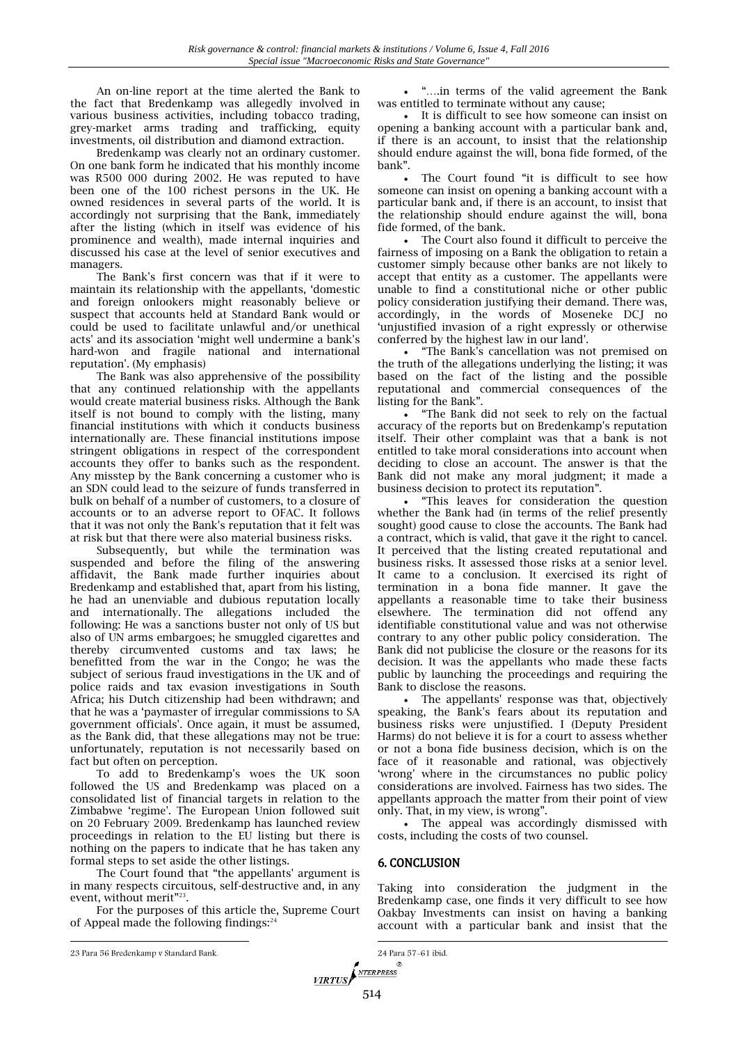An on-line report at the time alerted the Bank to the fact that Bredenkamp was allegedly involved in various business activities, including tobacco trading, grey-market arms trading and trafficking, equity investments, oil distribution and diamond extraction.

Bredenkamp was clearly not an ordinary customer. On one bank form he indicated that his monthly income was R500 000 during 2002. He was reputed to have been one of the 100 richest persons in the UK. He owned residences in several parts of the world. It is accordingly not surprising that the Bank, immediately after the listing (which in itself was evidence of his prominence and wealth), made internal inquiries and discussed his case at the level of senior executives and managers.

The Bank's first concern was that if it were to maintain its relationship with the appellants, 'domestic and foreign onlookers might reasonably believe or suspect that accounts held at Standard Bank would or could be used to facilitate unlawful and/or unethical acts' and its association 'might well undermine a bank's hard-won and fragile national and international reputation'. (My emphasis)

The Bank was also apprehensive of the possibility that any continued relationship with the appellants would create material business risks. Although the Bank itself is not bound to comply with the listing, many financial institutions with which it conducts business internationally are. These financial institutions impose stringent obligations in respect of the correspondent accounts they offer to banks such as the respondent. Any misstep by the Bank concerning a customer who is an SDN could lead to the seizure of funds transferred in bulk on behalf of a number of customers, to a closure of accounts or to an adverse report to OFAC. It follows that it was not only the Bank's reputation that it felt was at risk but that there were also material business risks.

Subsequently, but while the termination was suspended and before the filing of the answering affidavit, the Bank made further inquiries about Bredenkamp and established that, apart from his listing, he had an unenviable and dubious reputation locally and internationally. The allegations included the following: He was a sanctions buster not only of US but also of UN arms embargoes; he smuggled cigarettes and thereby circumvented customs and tax laws; he benefitted from the war in the Congo; he was the subject of serious fraud investigations in the UK and of police raids and tax evasion investigations in South Africa; his Dutch citizenship had been withdrawn; and that he was a 'paymaster of irregular commissions to SA government officials'. Once again, it must be assumed, as the Bank did, that these allegations may not be true: unfortunately, reputation is not necessarily based on fact but often on perception.

To add to Bredenkamp's woes the UK soon followed the US and Bredenkamp was placed on a consolidated list of financial targets in relation to the Zimbabwe 'regime'. The European Union followed suit on 20 February 2009. Bredenkamp has launched review proceedings in relation to the EU listing but there is nothing on the papers to indicate that he has taken any formal steps to set aside the other listings.

The Court found that "the appellants' argument is in many respects circuitous, self-destructive and, in any event, without merit"[23].

For the purposes of this article the, Supreme Court of Appeal made the following findings:[24]

- "….in terms of the valid agreement the Bank was entitled to terminate without any cause;
- It is difficult to see how someone can insist on opening a banking account with a particular bank and, if there is an account, to insist that the relationship should endure against the will, bona fide formed, of the bank".
- The Court found "it is difficult to see how someone can insist on opening a banking account with a particular bank and, if there is an account, to insist that the relationship should endure against the will, bona fide formed, of the bank.
- The Court also found it difficult to perceive the fairness of imposing on a Bank the obligation to retain a customer simply because other banks are not likely to accept that entity as a customer. The appellants were unable to find a constitutional niche or other public policy consideration justifying their demand. There was, accordingly, in the words of Moseneke DCJ no 'unjustified invasion of a right expressly or otherwise conferred by the highest law in our land'.
- "The Bank's cancellation was not premised on the truth of the allegations underlying the listing; it was based on the fact of the listing and the possible reputational and commercial consequences of the listing for the Bank".
- "The Bank did not seek to rely on the factual accuracy of the reports but on Bredenkamp's reputation itself. Their other complaint was that a bank is not entitled to take moral considerations into account when deciding to close an account. The answer is that the Bank did not make any moral judgment; it made a business decision to protect its reputation".
- "This leaves for consideration the question whether the Bank had (in terms of the relief presently sought) good cause to close the accounts. The Bank had a contract, which is valid, that gave it the right to cancel. It perceived that the listing created reputational and business risks. It assessed those risks at a senior level. It came to a conclusion. It exercised its right of termination in a bona fide manner. It gave the appellants a reasonable time to take their business elsewhere. The termination did not offend any identifiable constitutional value and was not otherwise contrary to any other public policy consideration. The Bank did not publicise the closure or the reasons for its decision. It was the appellants who made these facts public by launching the proceedings and requiring the Bank to disclose the reasons.
- The appellants' response was that, objectively speaking, the Bank's fears about its reputation and business risks were unjustified. I (Deputy President Harms) do not believe it is for a court to assess whether or not a bona fide business decision, which is on the face of it reasonable and rational, was objectively 'wrong' where in the circumstances no public policy considerations are involved. Fairness has two sides. The appellants approach the matter from their point of view only. That, in my view, is wrong".
- The appeal was accordingly dismissed with costs, including the costs of two counsel.

## 6. CONCLUSION

Taking into consideration the judgment in the Bredenkamp case, one finds it very difficult to see how Oakbay Investments can insist on having a banking account with a particular bank and insist that the

---

23 Para 56 Bredenkamp v Standard Bank.

24 Para 57–61 ibid.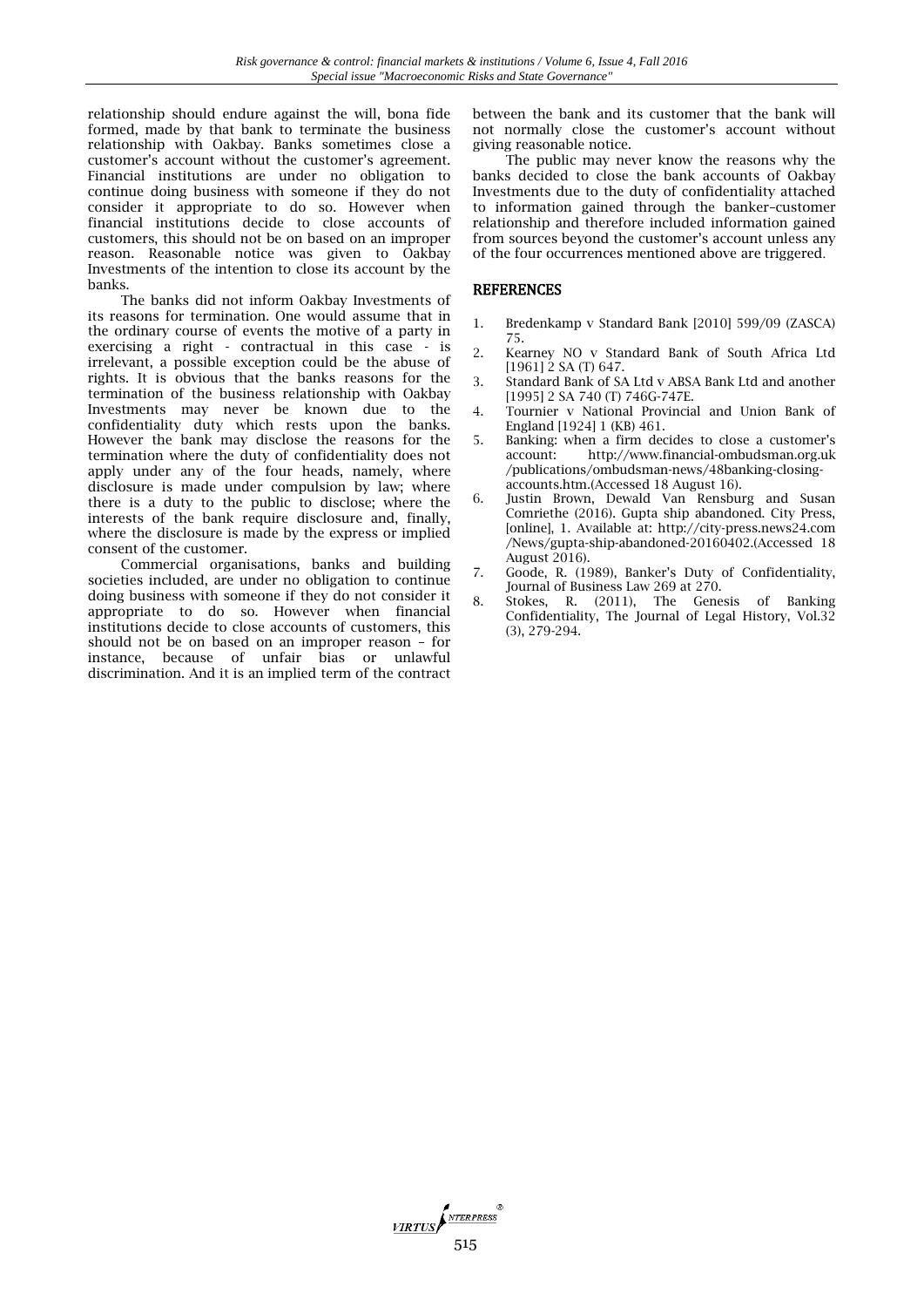relationship should endure against the will, bona fide formed, made by that bank to terminate the business relationship with Oakbay. Banks sometimes close a customer's account without the customer's agreement. Financial institutions are under no obligation to continue doing business with someone if they do not consider it appropriate to do so. However when financial institutions decide to close accounts of customers, this should not be on based on an improper reason. Reasonable notice was given to Oakbay Investments of the intention to close its account by the banks.

The banks did not inform Oakbay Investments of its reasons for termination. One would assume that in the ordinary course of events the motive of a party in exercising a right - contractual in this case - is irrelevant, a possible exception could be the abuse of rights. It is obvious that the banks reasons for the termination of the business relationship with Oakbay Investments may never be known due to the confidentiality duty which rests upon the banks. However the bank may disclose the reasons for the termination where the duty of confidentiality does not apply under any of the four heads, namely, where disclosure is made under compulsion by law; where there is a duty to the public to disclose; where the interests of the bank require disclosure and, finally, where the disclosure is made by the express or implied consent of the customer.

Commercial organisations, banks and building societies included, are under no obligation to continue doing business with someone if they do not consider it appropriate to do so. However when financial institutions decide to close accounts of customers, this should not be on based on an improper reason – for instance, because of unfair bias or unlawful discrimination. And it is an implied term of the contract between the bank and its customer that the bank will not normally close the customer's account without giving reasonable notice.

The public may never know the reasons why the banks decided to close the bank accounts of Oakbay Investments due to the duty of confidentiality attached to information gained through the banker–customer relationship and therefore included information gained from sources beyond the customer's account unless any of the four occurrences mentioned above are triggered.

## REFERENCES

1. Bredenkamp v Standard Bank [2010] 599/09 (ZASCA) 75.
2. Kearney NO v Standard Bank of South Africa Ltd [1961] 2 SA (T) 647.
3. Standard Bank of SA Ltd v ABSA Bank Ltd and another [1995] 2 SA 740 (T) 746G-747E.
4. Tournier v National Provincial and Union Bank of England [1924] 1 (KB) 461.
5. Banking: when a firm decides to close a customer's account: http://www.financial-ombudsman.org.uk/publications/ombudsman-news/48banking-closing-accounts.htm.(Accessed 18 August 16).
6. Justin Brown, Dewald Van Rensburg and Susan Comriethe (2016). Gupta ship abandoned. City Press, [online], 1. Available at: http://city-press.news24.com/News/gupta-ship-abandoned-20160402.(Accessed 18 August 2016).
7. Goode, R. (1989), Banker's Duty of Confidentiality, Journal of Business Law 269 at 270.
8. Stokes, R. (2011), The Genesis of Banking Confidentiality, The Journal of Legal History, Vol.32 (3), 279-294.